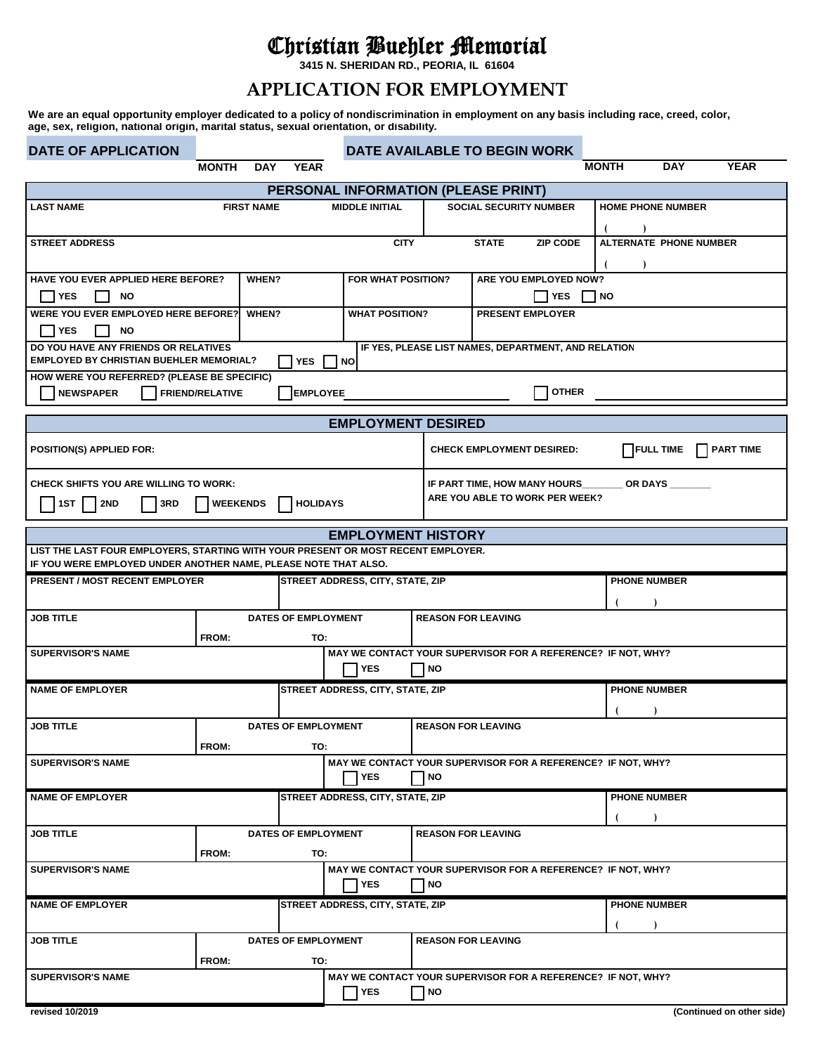# Christian Buehler Memorial

**3415 N. SHERIDAN RD., PEORIA, IL 61604**

## APPLICATION FOR EMPLOYMENT

**We are an equal opportunity employer dedicated to a policy of nondiscrimination in employment on any basis including race, creed, color, age, sex, religion, national origin, marital status, sexual orientation, or disability.**

| DATE OF APPLICATION | | DATE AVAILABLE TO BEGIN WORK | |
|---|---|---|---|
| | MONTH DAY YEAR | | MONTH DAY YEAR |

### PERSONAL INFORMATION (PLEASE PRINT)

| LAST NAME | FIRST NAME | MIDDLE INITIAL | SOCIAL SECURITY NUMBER | HOME PHONE NUMBER |
|---|---|---|---|---|
| | | | | ( ) |

| STREET ADDRESS | CITY | STATE | ZIP CODE | ALTERNATE PHONE NUMBER |
|---|---|---|---|---|
| | | | | ( ) |

| HAVE YOU EVER APPLIED HERE BEFORE? | WHEN? | FOR WHAT POSITION? | ARE YOU EMPLOYED NOW? |
|---|---|---|---|
| ☐ YES ☐ NO | | | ☐ YES ☐ NO |

| WERE YOU EVER EMPLOYED HERE BEFORE? | WHEN? | WHAT POSITION? | PRESENT EMPLOYER |
|---|---|---|---|
| ☐ YES ☐ NO | | | |

| DO YOU HAVE ANY FRIENDS OR RELATIVES EMPLOYED BY CHRISTIAN BUEHLER MEMORIAL? | IF YES, PLEASE LIST NAMES, DEPARTMENT, AND RELATION |
|---|---|
| ☐ YES ☐ NO | |

HOW WERE YOU REFERRED? (PLEASE BE SPECIFIC)

☐ NEWSPAPER ☐ FRIEND/RELATIVE ☐ EMPLOYEE ____________ ☐ OTHER ____________

### EMPLOYMENT DESIRED

| POSITION(S) APPLIED FOR: | CHECK EMPLOYMENT DESIRED: ☐ FULL TIME ☐ PART TIME |
|---|---|
| CHECK SHIFTS YOU ARE WILLING TO WORK: ☐ 1ST ☐ 2ND ☐ 3RD ☐ WEEKENDS ☐ HOLIDAYS | IF PART TIME, HOW MANY HOURS________ OR DAYS ________ ARE YOU ABLE TO WORK PER WEEK? |

### EMPLOYMENT HISTORY

LIST THE LAST FOUR EMPLOYERS, STARTING WITH YOUR PRESENT OR MOST RECENT EMPLOYER.
IF YOU WERE EMPLOYED UNDER ANOTHER NAME, PLEASE NOTE THAT ALSO.

| PRESENT / MOST RECENT EMPLOYER | STREET ADDRESS, CITY, STATE, ZIP | | PHONE NUMBER |
|---|---|---|---|
| | | | ( ) |
| JOB TITLE | DATES OF EMPLOYMENT | REASON FOR LEAVING | |
| | FROM: TO: | | |
| SUPERVISOR'S NAME | MAY WE CONTACT YOUR SUPERVISOR FOR A REFERENCE? IF NOT, WHY? | | |
| | ☐ YES ☐ NO | | |

| NAME OF EMPLOYER | STREET ADDRESS, CITY, STATE, ZIP | | PHONE NUMBER |
|---|---|---|---|
| | | | ( ) |
| JOB TITLE | DATES OF EMPLOYMENT | REASON FOR LEAVING | |
| | FROM: TO: | | |
| SUPERVISOR'S NAME | MAY WE CONTACT YOUR SUPERVISOR FOR A REFERENCE? IF NOT, WHY? | | |
| | ☐ YES ☐ NO | | |

| NAME OF EMPLOYER | STREET ADDRESS, CITY, STATE, ZIP | | PHONE NUMBER |
|---|---|---|---|
| | | | ( ) |
| JOB TITLE | DATES OF EMPLOYMENT | REASON FOR LEAVING | |
| | FROM: TO: | | |
| SUPERVISOR'S NAME | MAY WE CONTACT YOUR SUPERVISOR FOR A REFERENCE? IF NOT, WHY? | | |
| | ☐ YES ☐ NO | | |

| NAME OF EMPLOYER | STREET ADDRESS, CITY, STATE, ZIP | | PHONE NUMBER |
|---|---|---|---|
| | | | ( ) |
| JOB TITLE | DATES OF EMPLOYMENT | REASON FOR LEAVING | |
| | FROM: TO: | | |
| SUPERVISOR'S NAME | MAY WE CONTACT YOUR SUPERVISOR FOR A REFERENCE? IF NOT, WHY? | | |
| | ☐ YES ☐ NO | | |

revised 10/2019

(Continued on other side)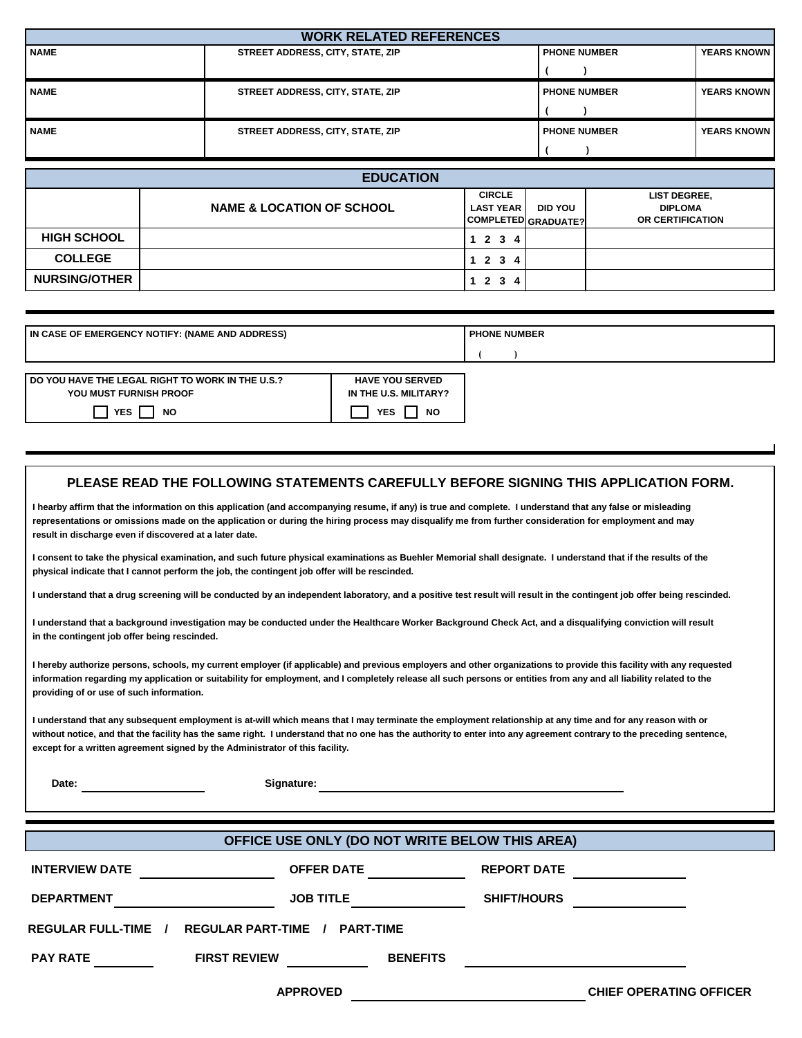## WORK RELATED REFERENCES

| NAME | STREET ADDRESS, CITY, STATE, ZIP | PHONE NUMBER | YEARS KNOWN |
| --- | --- | --- | --- |
| | | ( ) | |
| NAME | STREET ADDRESS, CITY, STATE, ZIP | PHONE NUMBER | YEARS KNOWN |
| | | ( ) | |
| NAME | STREET ADDRESS, CITY, STATE, ZIP | PHONE NUMBER | YEARS KNOWN |
| | | ( ) | |

## EDUCATION

| | NAME & LOCATION OF SCHOOL | CIRCLE LAST YEAR COMPLETED | DID YOU GRADUATE? | LIST DEGREE, DIPLOMA OR CERTIFICATION |
| --- | --- | --- | --- | --- |
| HIGH SCHOOL | | 1 2 3 4 | | |
| COLLEGE | | 1 2 3 4 | | |
| NURSING/OTHER | | 1 2 3 4 | | |

| IN CASE OF EMERGENCY NOTIFY: (NAME AND ADDRESS) | PHONE NUMBER |
| --- | --- |
| | ( ) |

| DO YOU HAVE THE LEGAL RIGHT TO WORK IN THE U.S.? YOU MUST FURNISH PROOF | HAVE YOU SERVED IN THE U.S. MILITARY? |
| --- | --- |
| ☐ YES ☐ NO | ☐ YES ☐ NO |

### PLEASE READ THE FOLLOWING STATEMENTS CAREFULLY BEFORE SIGNING THIS APPLICATION FORM.

I hearby affirm that the information on this application (and accompanying resume, if any) is true and complete. I understand that any false or misleading representations or omissions made on the application or during the hiring process may disqualify me from further consideration for employment and may result in discharge even if discovered at a later date.

I consent to take the physical examination, and such future physical examinations as Buehler Memorial shall designate. I understand that if the results of the physical indicate that I cannot perform the job, the contingent job offer will be rescinded.

I understand that a drug screening will be conducted by an independent laboratory, and a positive test result will result in the contingent job offer being rescinded.

I understand that a background investigation may be conducted under the Healthcare Worker Background Check Act, and a disqualifying conviction will result in the contingent job offer being rescinded.

I hereby authorize persons, schools, my current employer (if applicable) and previous employers and other organizations to provide this facility with any requested information regarding my application or suitability for employment, and I completely release all such persons or entities from any and all liability related to the providing of or use of such information.

I understand that any subsequent employment is at-will which means that I may terminate the employment relationship at any time and for any reason with or without notice, and that the facility has the same right. I understand that no one has the authority to enter into any agreement contrary to the preceding sentence, except for a written agreement signed by the Administrator of this facility.

Date: ____________ Signature: ______________________________

## OFFICE USE ONLY (DO NOT WRITE BELOW THIS AREA)

INTERVIEW DATE ____________ OFFER DATE ____________ REPORT DATE ____________

DEPARTMENT ____________ JOB TITLE ____________ SHIFT/HOURS ____________

REGULAR FULL-TIME / REGULAR PART-TIME / PART-TIME

PAY RATE ________ FIRST REVIEW ________ BENEFITS ____________

APPROVED ______________________ CHIEF OPERATING OFFICER